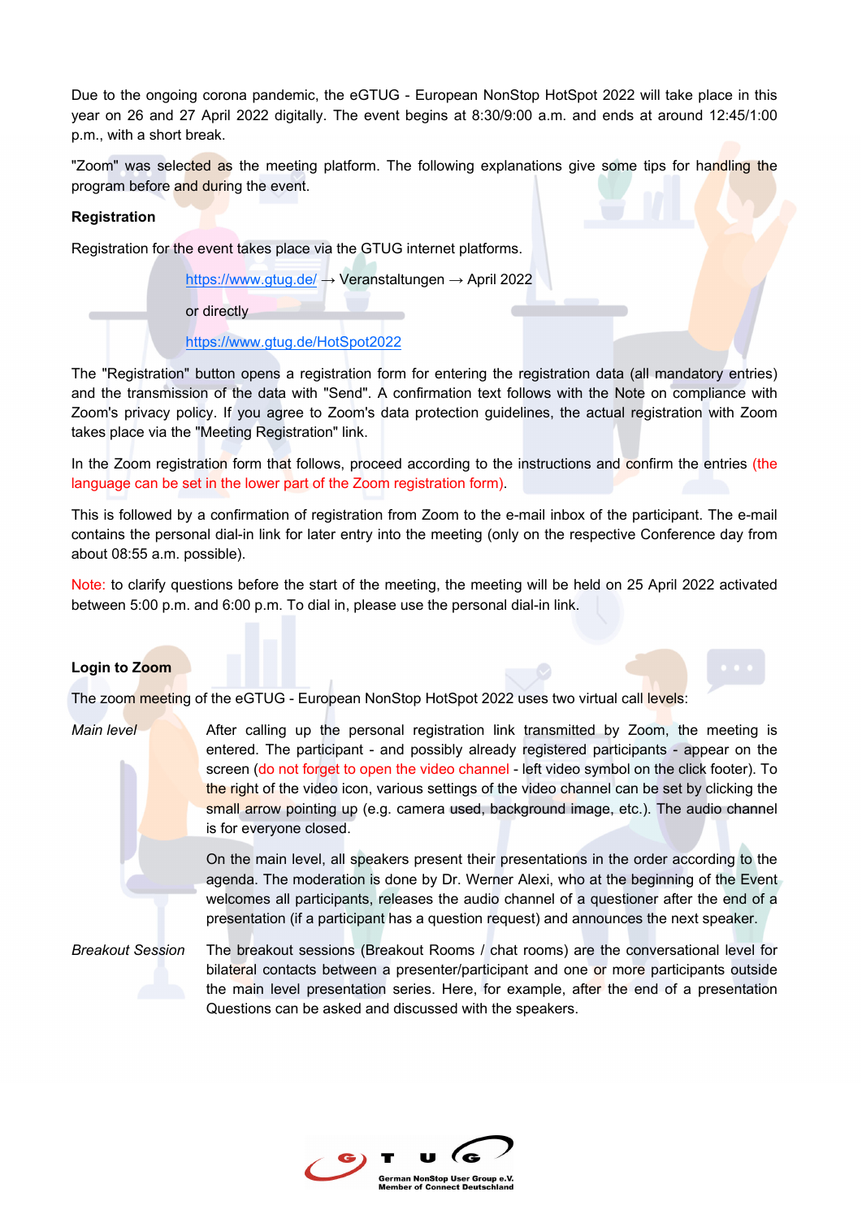Due to the ongoing corona pandemic, the eGTUG - European NonStop HotSpot 2022 will take place in this year on 26 and 27 April 2022 digitally. The event begins at 8:30/9:00 a.m. and ends at around 12:45/1:00 p.m., with a short break.

"Zoom" was selected as the meeting platform. The following explanations give some tips for handling the program before and during the event.

**Registration**

Registration for the event takes place via the GTUG internet platforms.

> https://www.gtug.de/ → Veranstaltungen → April 2022
>
> or directly
>
> https://www.gtug.de/HotSpot2022

The "Registration" button opens a registration form for entering the registration data (all mandatory entries) and the transmission of the data with "Send". A confirmation text follows with the Note on compliance with Zoom's privacy policy. If you agree to Zoom's data protection guidelines, the actual registration with Zoom takes place via the "Meeting Registration" link.

In the Zoom registration form that follows, proceed according to the instructions and confirm the entries (the language can be set in the lower part of the Zoom registration form).

This is followed by a confirmation of registration from Zoom to the e-mail inbox of the participant. The e-mail contains the personal dial-in link for later entry into the meeting (only on the respective Conference day from about 08:55 a.m. possible).

Note: to clarify questions before the start of the meeting, the meeting will be held on 25 April 2022 activated between 5:00 p.m. and 6:00 p.m. To dial in, please use the personal dial-in link.

**Login to Zoom**

The zoom meeting of the eGTUG - European NonStop HotSpot 2022 uses two virtual call levels:

*Main level*

After calling up the personal registration link transmitted by Zoom, the meeting is entered. The participant - and possibly already registered participants - appear on the screen (do not forget to open the video channel - left video symbol on the click footer). To the right of the video icon, various settings of the video channel can be set by clicking the small arrow pointing up (e.g. camera used, background image, etc.). The audio channel is for everyone closed.

On the main level, all speakers present their presentations in the order according to the agenda. The moderation is done by Dr. Werner Alexi, who at the beginning of the Event welcomes all participants, releases the audio channel of a questioner after the end of a presentation (if a participant has a question request) and announces the next speaker.

*Breakout Session*

The breakout sessions (Breakout Rooms / chat rooms) are the conversational level for bilateral contacts between a presenter/participant and one or more participants outside the main level presentation series. Here, for example, after the end of a presentation Questions can be asked and discussed with the speakers.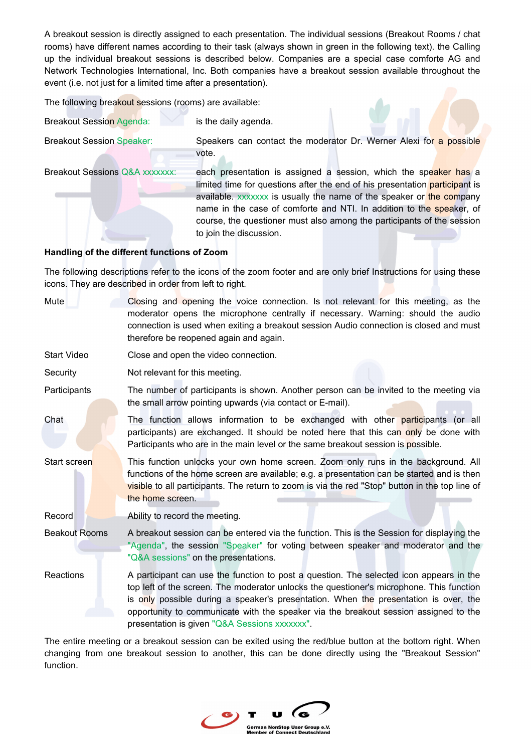A breakout session is directly assigned to each presentation. The individual sessions (Breakout Rooms / chat rooms) have different names according to their task (always shown in green in the following text). the Calling up the individual breakout sessions is described below. Companies are a special case comforte AG and Network Technologies International, Inc. Both companies have a breakout session available throughout the event (i.e. not just for a limited time after a presentation).

The following breakout sessions (rooms) are available:

| | |
|---|---|
| Breakout Session Agenda: | is the daily agenda. |
| Breakout Session Speaker: | Speakers can contact the moderator Dr. Werner Alexi for a possible vote. |
| Breakout Sessions Q&A xxxxxxx: | each presentation is assigned a session, which the speaker has a limited time for questions after the end of his presentation participant is available. xxxxxxx is usually the name of the speaker or the company name in the case of comforte and NTI. In addition to the speaker, of course, the questioner must also among the participants of the session to join the discussion. |

**Handling of the different functions of Zoom**

The following descriptions refer to the icons of the zoom footer and are only brief Instructions for using these icons. They are described in order from left to right.

| | |
|---|---|
| Mute | Closing and opening the voice connection. Is not relevant for this meeting, as the moderator opens the microphone centrally if necessary. Warning: should the audio connection is used when exiting a breakout session Audio connection is closed and must therefore be reopened again and again. |
| Start Video | Close and open the video connection. |
| Security | Not relevant for this meeting. |
| Participants | The number of participants is shown. Another person can be invited to the meeting via the small arrow pointing upwards (via contact or E-mail). |
| Chat | The function allows information to be exchanged with other participants (or all participants) are exchanged. It should be noted here that this can only be done with Participants who are in the main level or the same breakout session is possible. |
| Start screen | This function unlocks your own home screen. Zoom only runs in the background. All functions of the home screen are available; e.g. a presentation can be started and is then visible to all participants. The return to zoom is via the red "Stop" button in the top line of the home screen. |
| Record | Ability to record the meeting. |
| Beakout Rooms | A breakout session can be entered via the function. This is the Session for displaying the "Agenda", the session "Speaker" for voting between speaker and moderator and the "Q&A sessions" on the presentations. |
| Reactions | A participant can use the function to post a question. The selected icon appears in the top left of the screen. The moderator unlocks the questioner's microphone. This function is only possible during a speaker's presentation. When the presentation is over, the opportunity to communicate with the speaker via the breakout session assigned to the presentation is given "Q&A Sessions xxxxxxx". |

The entire meeting or a breakout session can be exited using the red/blue button at the bottom right. When changing from one breakout session to another, this can be done directly using the "Breakout Session" function.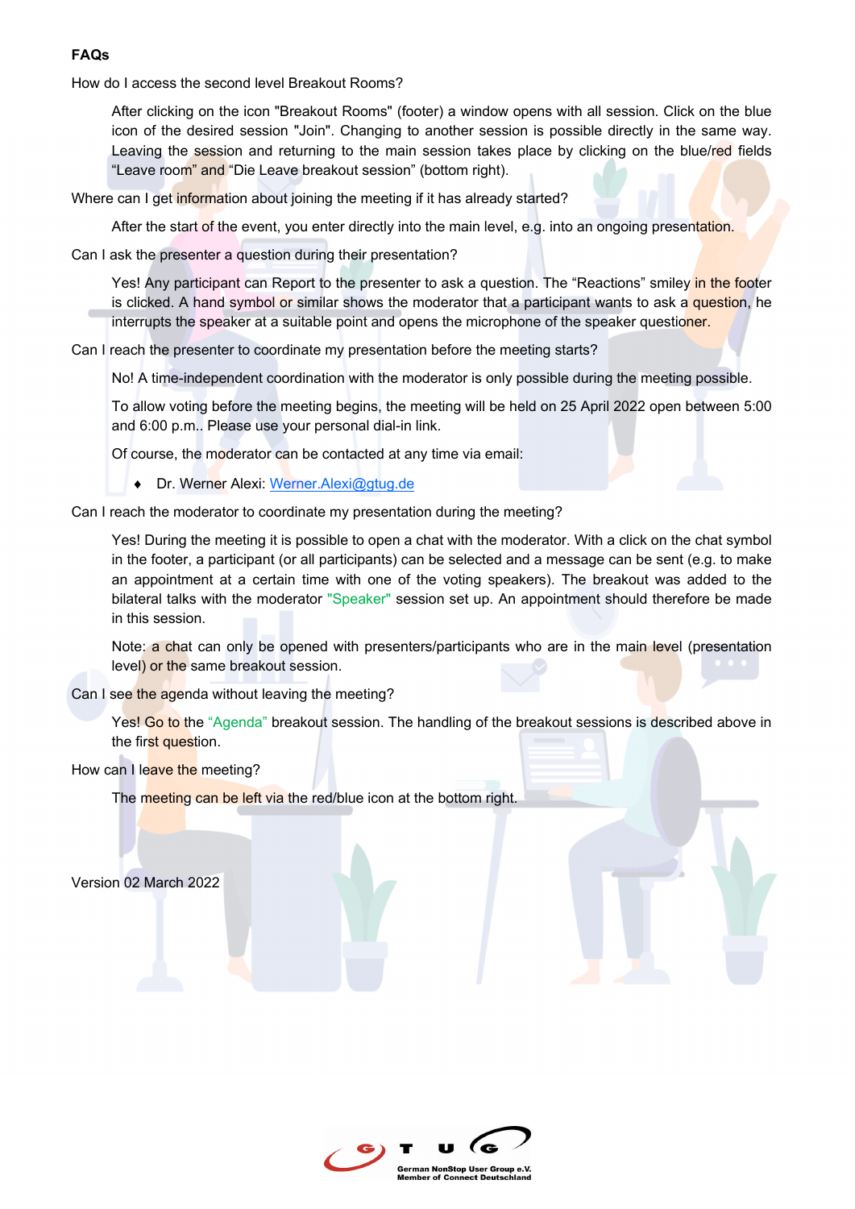**FAQs**

How do I access the second level Breakout Rooms?

After clicking on the icon "Breakout Rooms" (footer) a window opens with all session. Click on the blue icon of the desired session "Join". Changing to another session is possible directly in the same way. Leaving the session and returning to the main session takes place by clicking on the blue/red fields "Leave room" and "Die Leave breakout session" (bottom right).

Where can I get information about joining the meeting if it has already started?

After the start of the event, you enter directly into the main level, e.g. into an ongoing presentation.

Can I ask the presenter a question during their presentation?

Yes! Any participant can Report to the presenter to ask a question. The "Reactions" smiley in the footer is clicked. A hand symbol or similar shows the moderator that a participant wants to ask a question, he interrupts the speaker at a suitable point and opens the microphone of the speaker questioner.

Can I reach the presenter to coordinate my presentation before the meeting starts?

No! A time-independent coordination with the moderator is only possible during the meeting possible.

To allow voting before the meeting begins, the meeting will be held on 25 April 2022 open between 5:00 and 6:00 p.m.. Please use your personal dial-in link.

Of course, the moderator can be contacted at any time via email:

- Dr. Werner Alexi: Werner.Alexi@gtug.de

Can I reach the moderator to coordinate my presentation during the meeting?

Yes! During the meeting it is possible to open a chat with the moderator. With a click on the chat symbol in the footer, a participant (or all participants) can be selected and a message can be sent (e.g. to make an appointment at a certain time with one of the voting speakers). The breakout was added to the bilateral talks with the moderator "Speaker" session set up. An appointment should therefore be made in this session.

Note: a chat can only be opened with presenters/participants who are in the main level (presentation level) or the same breakout session.

Can I see the agenda without leaving the meeting?

Yes! Go to the "Agenda" breakout session. The handling of the breakout sessions is described above in the first question.

How can I leave the meeting?

The meeting can be left via the red/blue icon at the bottom right.

Version 02 March 2022

German NonStop User Group e.V.
Member of Connect Deutschland